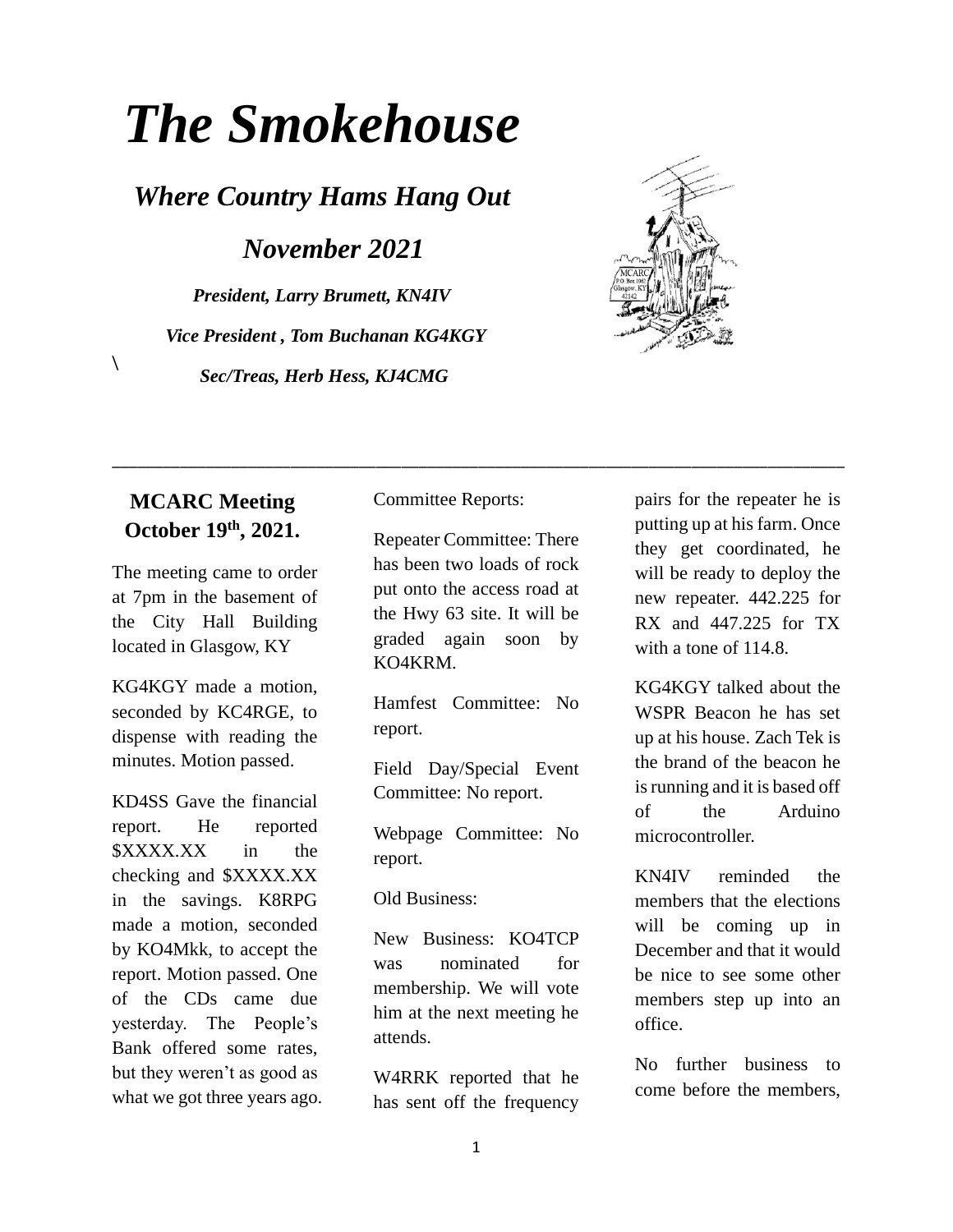# The Smokehouse

## *Where Country Hams Hang Out*

## *November 2021*

***President, Larry Brumett, KN4IV***

***Vice President , Tom Buchanan KG4KGY***

\

***Sec/Treas, Herb Hess, KJ4CMG***

---

### MCARC Meeting October 19th, 2021.

The meeting came to order at 7pm in the basement of the City Hall Building located in Glasgow, KY

KG4KGY made a motion, seconded by KC4RGE, to dispense with reading the minutes. Motion passed.

KD4SS Gave the financial report. He reported $XXXX.XX in the checking and $XXXX.XX in the savings. K8RPG made a motion, seconded by KO4Mkk, to accept the report. Motion passed. One of the CDs came due yesterday. The People's Bank offered some rates, but they weren't as good as what we got three years ago.

Committee Reports:

Repeater Committee: There has been two loads of rock put onto the access road at the Hwy 63 site. It will be graded again soon by KO4KRM.

Hamfest Committee: No report.

Field Day/Special Event Committee: No report.

Webpage Committee: No report.

Old Business:

New Business: KO4TCP was nominated for membership. We will vote him at the next meeting he attends.

W4RRK reported that he has sent off the frequency pairs for the repeater he is putting up at his farm. Once they get coordinated, he will be ready to deploy the new repeater. 442.225 for RX and 447.225 for TX with a tone of 114.8.

KG4KGY talked about the WSPR Beacon he has set up at his house. Zach Tek is the brand of the beacon he is running and it is based off of the Arduino microcontroller.

KN4IV reminded the members that the elections will be coming up in December and that it would be nice to see some other members step up into an office.

No further business to come before the members,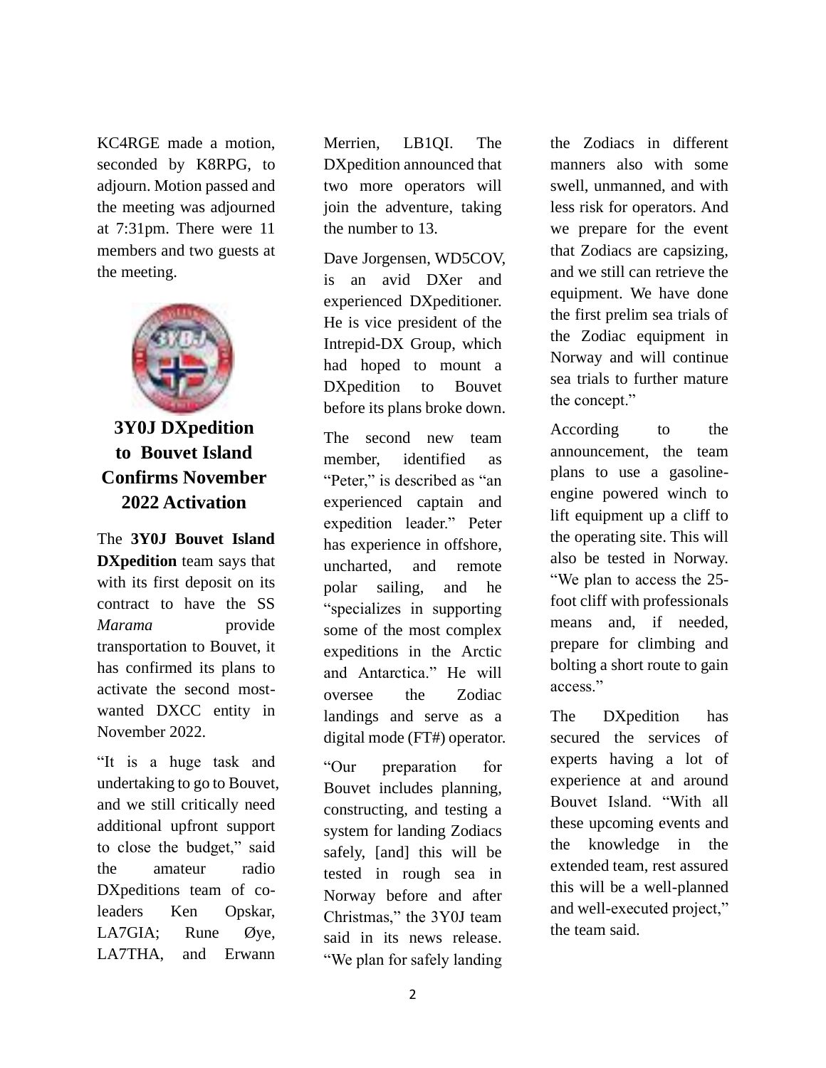KC4RGE made a motion, seconded by K8RPG, to adjourn. Motion passed and the meeting was adjourned at 7:31pm. There were 11 members and two guests at the meeting.

## 3Y0J DXpedition to Bouvet Island Confirms November 2022 Activation

The **3Y0J Bouvet Island DXpedition** team says that with its first deposit on its contract to have the SS *Marama* provide transportation to Bouvet, it has confirmed its plans to activate the second most-wanted DXCC entity in November 2022.

"It is a huge task and undertaking to go to Bouvet, and we still critically need additional upfront support to close the budget," said the amateur radio DXpeditions team of co-leaders Ken Opskar, LA7GIA; Rune Øye, LA7THA, and Erwann Merrien, LB1QI. The DXpedition announced that two more operators will join the adventure, taking the number to 13.

Dave Jorgensen, WD5COV, is an avid DXer and experienced DXpeditioner. He is vice president of the Intrepid-DX Group, which had hoped to mount a DXpedition to Bouvet before its plans broke down.

The second new team member, identified as "Peter," is described as "an experienced captain and expedition leader." Peter has experience in offshore, uncharted, and remote polar sailing, and he "specializes in supporting some of the most complex expeditions in the Arctic and Antarctica." He will oversee the Zodiac landings and serve as a digital mode (FT#) operator.

"Our preparation for Bouvet includes planning, constructing, and testing a system for landing Zodiacs safely, [and] this will be tested in rough sea in Norway before and after Christmas," the 3Y0J team said in its news release. "We plan for safely landing the Zodiacs in different manners also with some swell, unmanned, and with less risk for operators. And we prepare for the event that Zodiacs are capsizing, and we still can retrieve the equipment. We have done the first prelim sea trials of the Zodiac equipment in Norway and will continue sea trials to further mature the concept."

According to the announcement, the team plans to use a gasoline-engine powered winch to lift equipment up a cliff to the operating site. This will also be tested in Norway. "We plan to access the 25-foot cliff with professionals means and, if needed, prepare for climbing and bolting a short route to gain access."

The DXpedition has secured the services of experts having a lot of experience at and around Bouvet Island. "With all these upcoming events and the knowledge in the extended team, rest assured this will be a well-planned and well-executed project," the team said.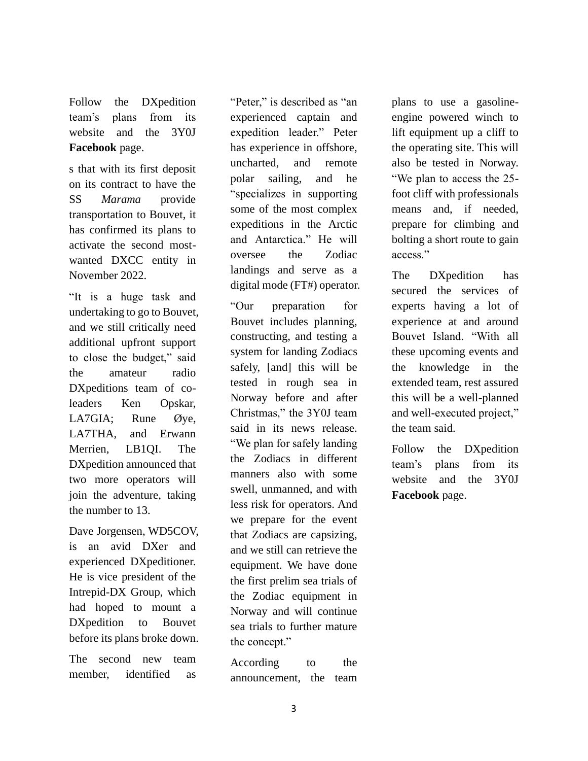Follow the DXpedition team's plans from its website and the 3Y0J **Facebook** page.

s that with its first deposit on its contract to have the SS *Marama* provide transportation to Bouvet, it has confirmed its plans to activate the second most-wanted DXCC entity in November 2022.

"It is a huge task and undertaking to go to Bouvet, and we still critically need additional upfront support to close the budget," said the amateur radio DXpeditions team of co-leaders Ken Opskar, LA7GIA; Rune Øye, LA7THA, and Erwann Merrien, LB1QI. The DXpedition announced that two more operators will join the adventure, taking the number to 13.

Dave Jorgensen, WD5COV, is an avid DXer and experienced DXpeditioner. He is vice president of the Intrepid-DX Group, which had hoped to mount a DXpedition to Bouvet before its plans broke down.

The second new team member, identified as "Peter," is described as "an experienced captain and expedition leader." Peter has experience in offshore, uncharted, and remote polar sailing, and he "specializes in supporting some of the most complex expeditions in the Arctic and Antarctica." He will oversee the Zodiac landings and serve as a digital mode (FT#) operator.

"Our preparation for Bouvet includes planning, constructing, and testing a system for landing Zodiacs safely, [and] this will be tested in rough sea in Norway before and after Christmas," the 3Y0J team said in its news release. "We plan for safely landing the Zodiacs in different manners also with some swell, unmanned, and with less risk for operators. And we prepare for the event that Zodiacs are capsizing, and we still can retrieve the equipment. We have done the first prelim sea trials of the Zodiac equipment in Norway and will continue sea trials to further mature the concept."

According to the announcement, the team plans to use a gasoline-engine powered winch to lift equipment up a cliff to the operating site. This will also be tested in Norway. "We plan to access the 25-foot cliff with professionals means and, if needed, prepare for climbing and bolting a short route to gain access."

The DXpedition has secured the services of experts having a lot of experience at and around Bouvet Island. "With all these upcoming events and the knowledge in the extended team, rest assured this will be a well-planned and well-executed project," the team said.

Follow the DXpedition team's plans from its website and the 3Y0J **Facebook** page.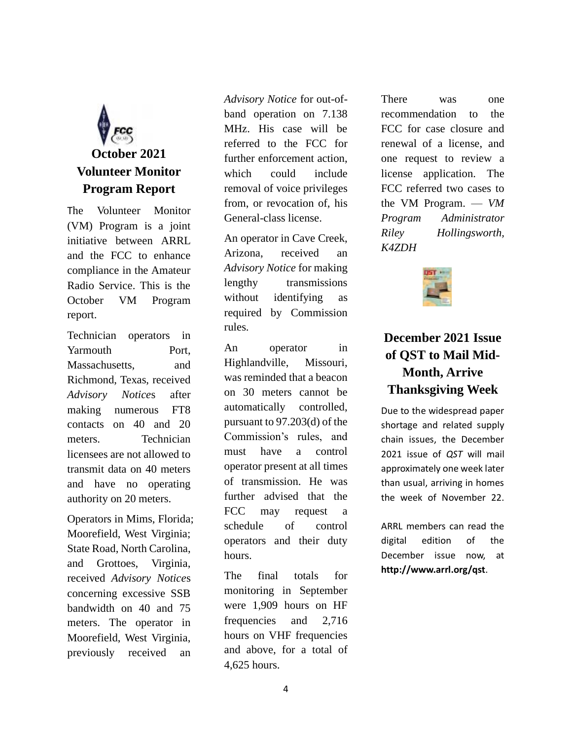## October 2021 Volunteer Monitor Program Report

The Volunteer Monitor (VM) Program is a joint initiative between ARRL and the FCC to enhance compliance in the Amateur Radio Service. This is the October VM Program report.

Technician operators in Yarmouth Port, Massachusetts, and Richmond, Texas, received *Advisory Notice*s after making numerous FT8 contacts on 40 and 20 meters. Technician licensees are not allowed to transmit data on 40 meters and have no operating authority on 20 meters.

Operators in Mims, Florida; Moorefield, West Virginia; State Road, North Carolina, and Grottoes, Virginia, received *Advisory Notice*s concerning excessive SSB bandwidth on 40 and 75 meters. The operator in Moorefield, West Virginia, previously received an *Advisory Notice* for out-of-band operation on 7.138 MHz. His case will be referred to the FCC for further enforcement action, which could include removal of voice privileges from, or revocation of, his General-class license.

An operator in Cave Creek, Arizona, received an *Advisory Notice* for making lengthy transmissions without identifying as required by Commission rules.

An operator in Highlandville, Missouri, was reminded that a beacon on 30 meters cannot be automatically controlled, pursuant to 97.203(d) of the Commission's rules, and must have a control operator present at all times of transmission. He was further advised that the FCC may request a schedule of control operators and their duty hours.

The final totals for monitoring in September were 1,909 hours on HF frequencies and 2,716 hours on VHF frequencies and above, for a total of 4,625 hours.

There was one recommendation to the FCC for case closure and renewal of a license, and one request to review a license application. The FCC referred two cases to the VM Program. — *VM Program Administrator Riley Hollingsworth, K4ZDH*

## December 2021 Issue of QST to Mail Mid-Month, Arrive Thanksgiving Week

Due to the widespread paper shortage and related supply chain issues, the December 2021 issue of *QST* will mail approximately one week later than usual, arriving in homes the week of November 22.

ARRL members can read the digital edition of the December issue now, at **http://www.arrl.org/qst**.